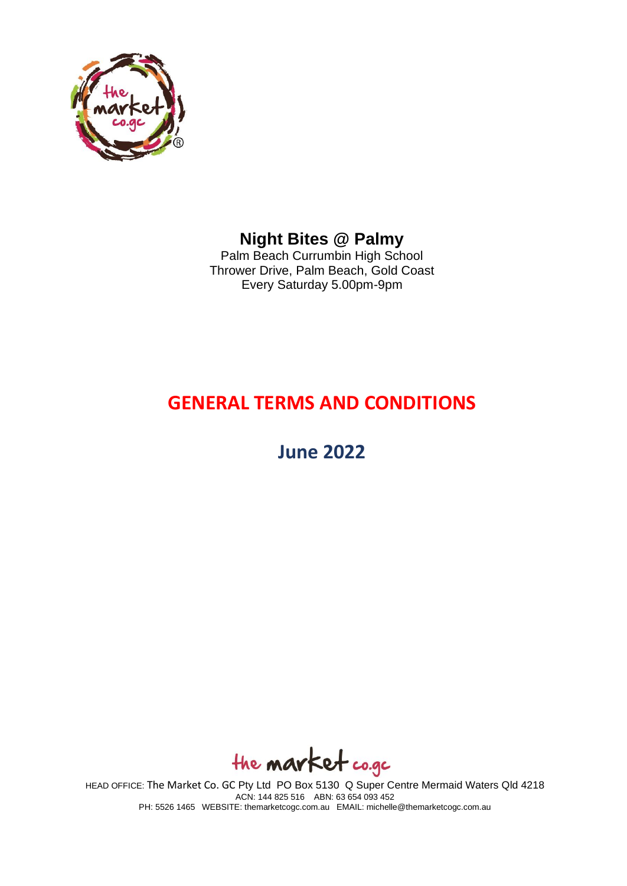# Night Bites @ Palmy

Palm Beach Currumbin High School
Thrower Drive, Palm Beach, Gold Coast
Every Saturday 5.00pm-9pm

## GENERAL TERMS AND CONDITIONS

## June 2022

HEAD OFFICE: The Market Co. GC Pty Ltd PO Box 5130 Q Super Centre Mermaid Waters Qld 4218
ACN: 144 825 516 ABN: 63 654 093 452
PH: 5526 1465 WEBSITE: themarketcogc.com.au EMAIL: michelle@themarketcogc.com.au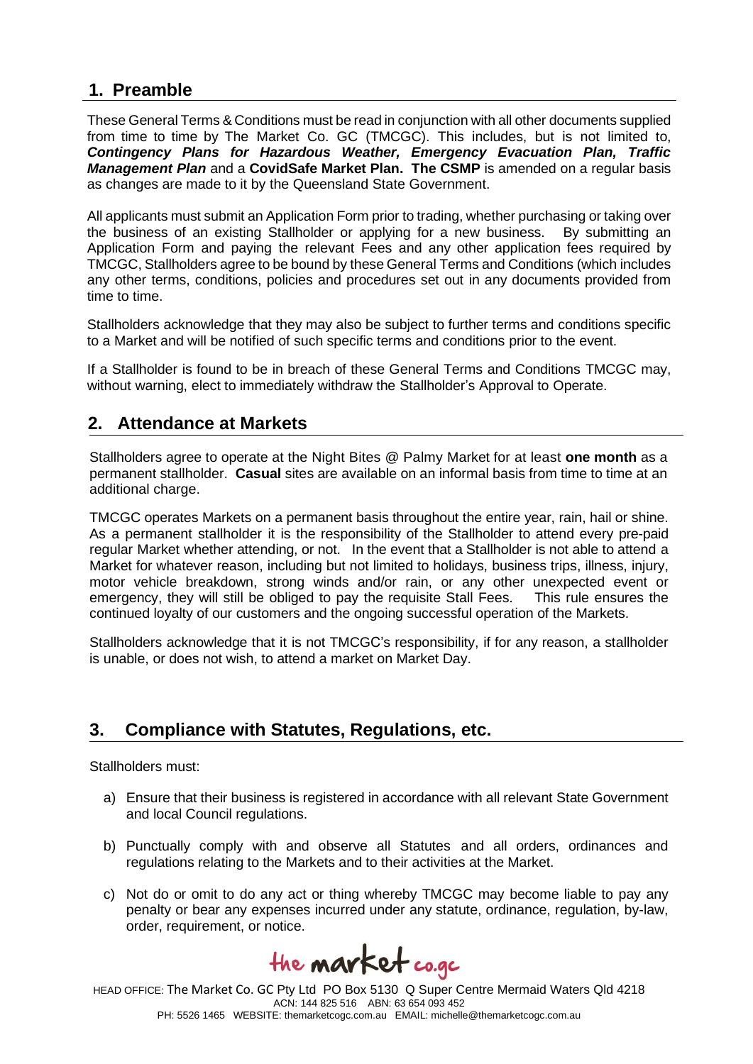## 1. Preamble

These General Terms & Conditions must be read in conjunction with all other documents supplied from time to time by The Market Co. GC (TMCGC). This includes, but is not limited to, ***Contingency Plans for Hazardous Weather, Emergency Evacuation Plan, Traffic Management Plan*** and a **CovidSafe Market Plan. The CSMP** is amended on a regular basis as changes are made to it by the Queensland State Government.

All applicants must submit an Application Form prior to trading, whether purchasing or taking over the business of an existing Stallholder or applying for a new business. By submitting an Application Form and paying the relevant Fees and any other application fees required by TMCGC, Stallholders agree to be bound by these General Terms and Conditions (which includes any other terms, conditions, policies and procedures set out in any documents provided from time to time.

Stallholders acknowledge that they may also be subject to further terms and conditions specific to a Market and will be notified of such specific terms and conditions prior to the event.

If a Stallholder is found to be in breach of these General Terms and Conditions TMCGC may, without warning, elect to immediately withdraw the Stallholder's Approval to Operate.

## 2. Attendance at Markets

Stallholders agree to operate at the Night Bites @ Palmy Market for at least **one month** as a permanent stallholder. **Casual** sites are available on an informal basis from time to time at an additional charge.

TMCGC operates Markets on a permanent basis throughout the entire year, rain, hail or shine. As a permanent stallholder it is the responsibility of the Stallholder to attend every pre-paid regular Market whether attending, or not. In the event that a Stallholder is not able to attend a Market for whatever reason, including but not limited to holidays, business trips, illness, injury, motor vehicle breakdown, strong winds and/or rain, or any other unexpected event or emergency, they will still be obliged to pay the requisite Stall Fees. This rule ensures the continued loyalty of our customers and the ongoing successful operation of the Markets.

Stallholders acknowledge that it is not TMCGC's responsibility, if for any reason, a stallholder is unable, or does not wish, to attend a market on Market Day.

## 3. Compliance with Statutes, Regulations, etc.

Stallholders must:

a) Ensure that their business is registered in accordance with all relevant State Government and local Council regulations.

b) Punctually comply with and observe all Statutes and all orders, ordinances and regulations relating to the Markets and to their activities at the Market.

c) Not do or omit to do any act or thing whereby TMCGC may become liable to pay any penalty or bear any expenses incurred under any statute, ordinance, regulation, by-law, order, requirement, or notice.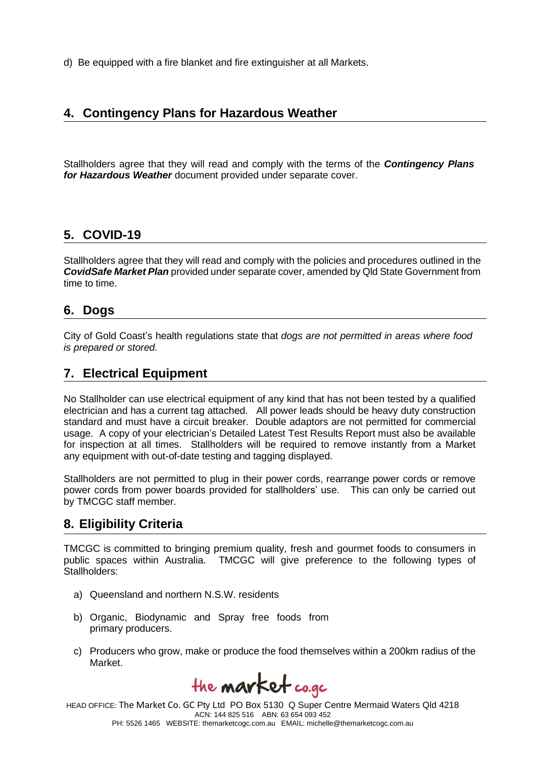d) Be equipped with a fire blanket and fire extinguisher at all Markets.

## 4. Contingency Plans for Hazardous Weather

Stallholders agree that they will read and comply with the terms of the ***Contingency Plans for Hazardous Weather*** document provided under separate cover.

## 5. COVID-19

Stallholders agree that they will read and comply with the policies and procedures outlined in the ***CovidSafe Market Plan*** provided under separate cover, amended by Qld State Government from time to time.

## 6. Dogs

City of Gold Coast's health regulations state that *dogs are not permitted in areas where food is prepared or stored.*

## 7. Electrical Equipment

No Stallholder can use electrical equipment of any kind that has not been tested by a qualified electrician and has a current tag attached. All power leads should be heavy duty construction standard and must have a circuit breaker. Double adaptors are not permitted for commercial usage. A copy of your electrician's Detailed Latest Test Results Report must also be available for inspection at all times. Stallholders will be required to remove instantly from a Market any equipment with out-of-date testing and tagging displayed.

Stallholders are not permitted to plug in their power cords, rearrange power cords or remove power cords from power boards provided for stallholders' use. This can only be carried out by TMCGC staff member.

## 8. Eligibility Criteria

TMCGC is committed to bringing premium quality, fresh and gourmet foods to consumers in public spaces within Australia. TMCGC will give preference to the following types of Stallholders:

a) Queensland and northern N.S.W. residents

b) Organic, Biodynamic and Spray free foods from primary producers.

c) Producers who grow, make or produce the food themselves within a 200km radius of the Market.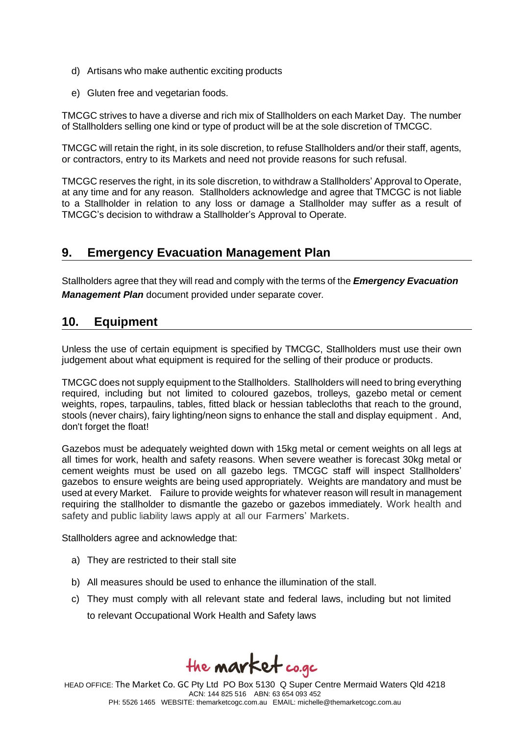d) Artisans who make authentic exciting products

e) Gluten free and vegetarian foods.

TMCGC strives to have a diverse and rich mix of Stallholders on each Market Day. The number of Stallholders selling one kind or type of product will be at the sole discretion of TMCGC.

TMCGC will retain the right, in its sole discretion, to refuse Stallholders and/or their staff, agents, or contractors, entry to its Markets and need not provide reasons for such refusal.

TMCGC reserves the right, in its sole discretion, to withdraw a Stallholders' Approval to Operate, at any time and for any reason. Stallholders acknowledge and agree that TMCGC is not liable to a Stallholder in relation to any loss or damage a Stallholder may suffer as a result of TMCGC's decision to withdraw a Stallholder's Approval to Operate.

## 9. Emergency Evacuation Management Plan

Stallholders agree that they will read and comply with the terms of the ***Emergency Evacuation Management Plan*** document provided under separate cover.

## 10. Equipment

Unless the use of certain equipment is specified by TMCGC, Stallholders must use their own judgement about what equipment is required for the selling of their produce or products.

TMCGC does not supply equipment to the Stallholders. Stallholders will need to bring everything required, including but not limited to coloured gazebos, trolleys, gazebo metal or cement weights, ropes, tarpaulins, tables, fitted black or hessian tablecloths that reach to the ground, stools (never chairs), fairy lighting/neon signs to enhance the stall and display equipment . And, don't forget the float!

Gazebos must be adequately weighted down with 15kg metal or cement weights on all legs at all times for work, health and safety reasons. When severe weather is forecast 30kg metal or cement weights must be used on all gazebo legs. TMCGC staff will inspect Stallholders' gazebos to ensure weights are being used appropriately. Weights are mandatory and must be used at every Market. Failure to provide weights for whatever reason will result in management requiring the stallholder to dismantle the gazebo or gazebos immediately. Work health and safety and public liability laws apply at all our Farmers' Markets.

Stallholders agree and acknowledge that:

a) They are restricted to their stall site

b) All measures should be used to enhance the illumination of the stall.

c) They must comply with all relevant state and federal laws, including but not limited to relevant Occupational Work Health and Safety laws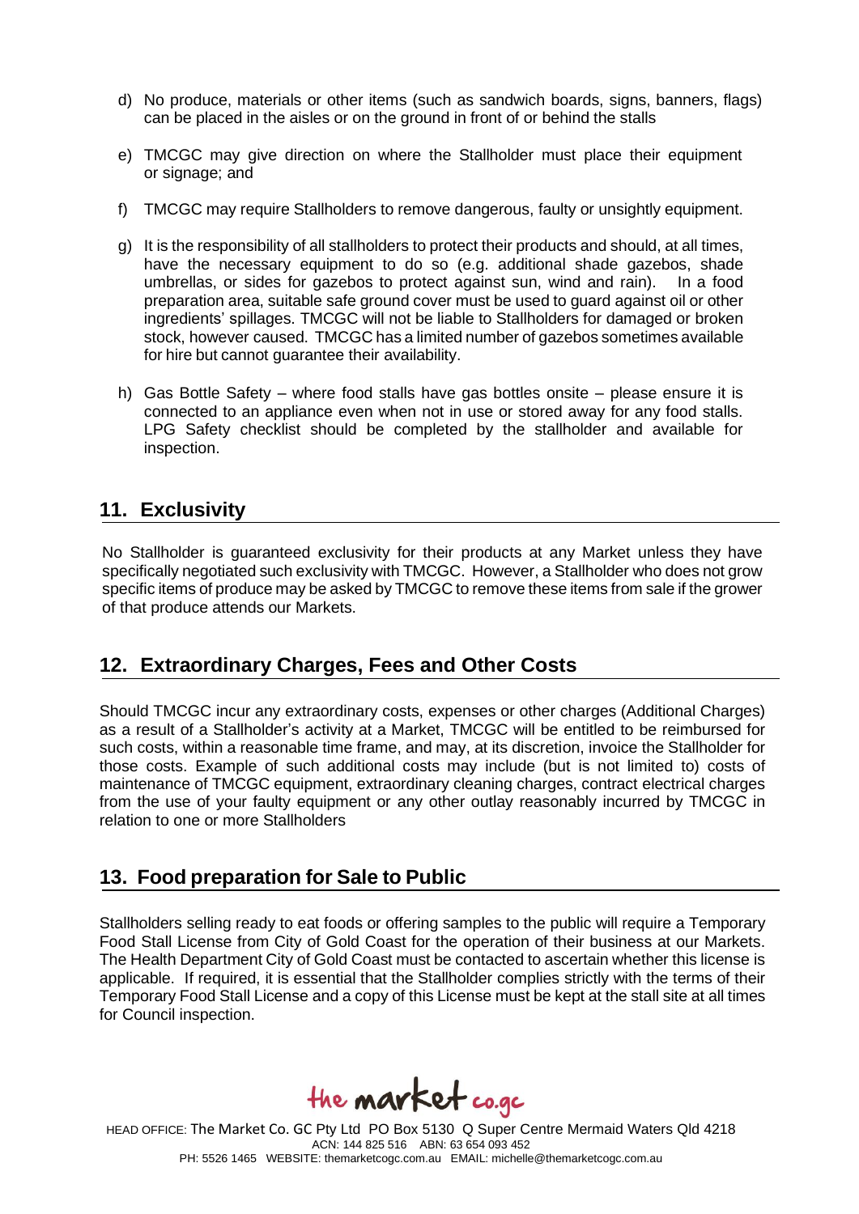d) No produce, materials or other items (such as sandwich boards, signs, banners, flags) can be placed in the aisles or on the ground in front of or behind the stalls

e) TMCGC may give direction on where the Stallholder must place their equipment or signage; and

f) TMCGC may require Stallholders to remove dangerous, faulty or unsightly equipment.

g) It is the responsibility of all stallholders to protect their products and should, at all times, have the necessary equipment to do so (e.g. additional shade gazebos, shade umbrellas, or sides for gazebos to protect against sun, wind and rain). In a food preparation area, suitable safe ground cover must be used to guard against oil or other ingredients' spillages. TMCGC will not be liable to Stallholders for damaged or broken stock, however caused. TMCGC has a limited number of gazebos sometimes available for hire but cannot guarantee their availability.

h) Gas Bottle Safety – where food stalls have gas bottles onsite – please ensure it is connected to an appliance even when not in use or stored away for any food stalls. LPG Safety checklist should be completed by the stallholder and available for inspection.

## 11. Exclusivity

No Stallholder is guaranteed exclusivity for their products at any Market unless they have specifically negotiated such exclusivity with TMCGC. However, a Stallholder who does not grow specific items of produce may be asked by TMCGC to remove these items from sale if the grower of that produce attends our Markets.

## 12. Extraordinary Charges, Fees and Other Costs

Should TMCGC incur any extraordinary costs, expenses or other charges (Additional Charges) as a result of a Stallholder's activity at a Market, TMCGC will be entitled to be reimbursed for such costs, within a reasonable time frame, and may, at its discretion, invoice the Stallholder for those costs. Example of such additional costs may include (but is not limited to) costs of maintenance of TMCGC equipment, extraordinary cleaning charges, contract electrical charges from the use of your faulty equipment or any other outlay reasonably incurred by TMCGC in relation to one or more Stallholders

## 13. Food preparation for Sale to Public

Stallholders selling ready to eat foods or offering samples to the public will require a Temporary Food Stall License from City of Gold Coast for the operation of their business at our Markets. The Health Department City of Gold Coast must be contacted to ascertain whether this license is applicable. If required, it is essential that the Stallholder complies strictly with the terms of their Temporary Food Stall License and a copy of this License must be kept at the stall site at all times for Council inspection.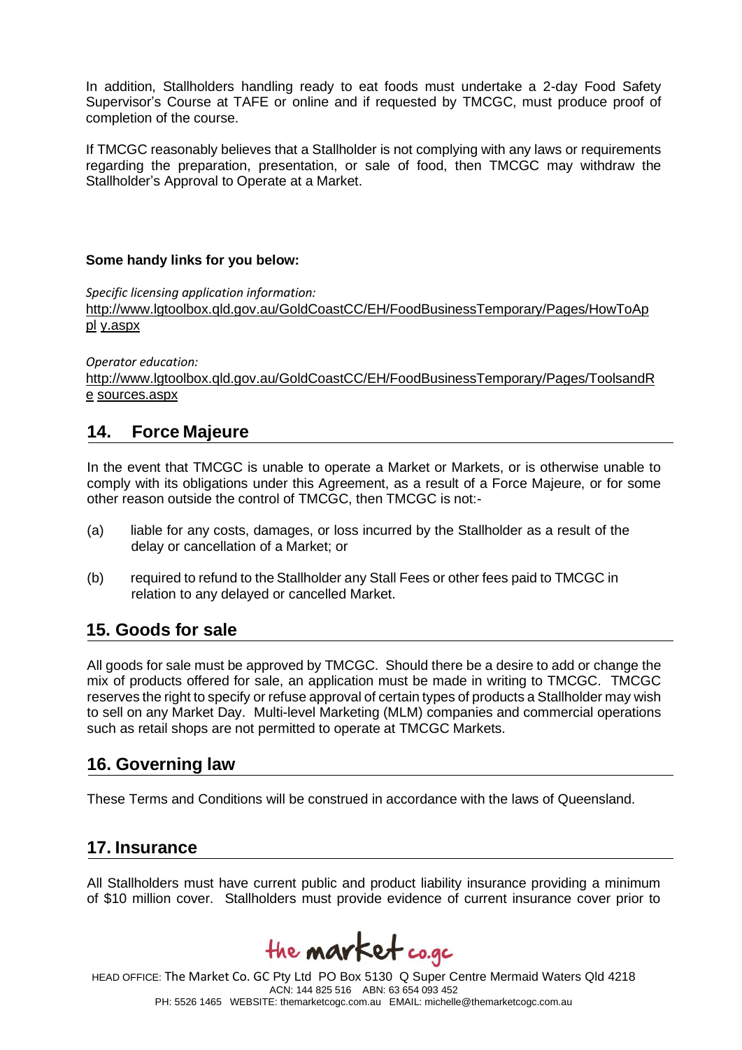In addition, Stallholders handling ready to eat foods must undertake a 2-day Food Safety Supervisor's Course at TAFE or online and if requested by TMCGC, must produce proof of completion of the course.

If TMCGC reasonably believes that a Stallholder is not complying with any laws or requirements regarding the preparation, presentation, or sale of food, then TMCGC may withdraw the Stallholder's Approval to Operate at a Market.

**Some handy links for you below:**

*Specific licensing application information:*
http://www.lgtoolbox.qld.gov.au/GoldCoastCC/EH/FoodBusinessTemporary/Pages/HowToAppl y.aspx

*Operator education:*
http://www.lgtoolbox.qld.gov.au/GoldCoastCC/EH/FoodBusinessTemporary/Pages/ToolsandRe sources.aspx

## 14. Force Majeure

In the event that TMCGC is unable to operate a Market or Markets, or is otherwise unable to comply with its obligations under this Agreement, as a result of a Force Majeure, or for some other reason outside the control of TMCGC, then TMCGC is not:-

(a) liable for any costs, damages, or loss incurred the Stallholder as a result of the delay or cancellation of a Market; or

(b) required to refund to the Stallholder any Stall Fees or other fees paid to TMCGC in relation to any delayed or cancelled Market.

## 15. Goods for sale

All goods for sale must be approved by TMCGC. Should there be a desire to add or change the mix of products offered for sale, an application must be made in writing to TMCGC. TMCGC reserves the right to specify or refuse approval of certain types of products a Stallholder may wish to sell on any Market Day. Multi-level Marketing (MLM) companies and commercial operations such as retail shops are not permitted to operate at TMCGC Markets.

## 16. Governing law

These Terms and Conditions will be construed in accordance with the laws of Queensland.

## 17. Insurance

All Stallholders must have current public and product liability insurance providing a minimum of $10 million cover. Stallholders must provide evidence of current insurance cover prior to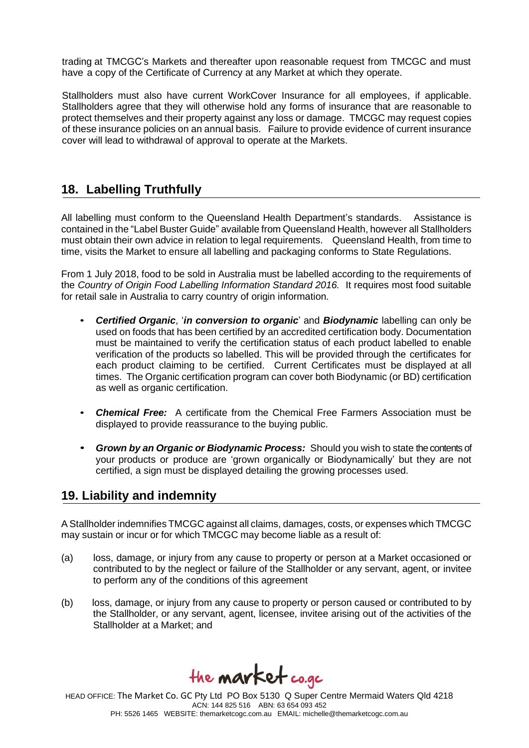trading at TMCGC's Markets and thereafter upon reasonable request from TMCGC and must have a copy of the Certificate of Currency at any Market at which they operate.

Stallholders must also have current WorkCover Insurance for all employees, if applicable. Stallholders agree that they will otherwise hold any forms of insurance that are reasonable to protect themselves and their property against any loss or damage. TMCGC may request copies of these insurance policies on an annual basis. Failure to provide evidence of current insurance cover will lead to withdrawal of approval to operate at the Markets.

## 18. Labelling Truthfully

All labelling must conform to the Queensland Health Department's standards. Assistance is contained in the "Label Buster Guide" available from Queensland Health, however all Stallholders must obtain their own advice in relation to legal requirements. Queensland Health, from time to time, visits the Market to ensure all labelling and packaging conforms to State Regulations.

From 1 July 2018, food to be sold in Australia must be labelled according to the requirements of the *Country of Origin Food Labelling Information Standard 2016.* It requires most food suitable for retail sale in Australia to carry country of origin information.

- ***Certified Organic***, '***in conversion to organic***' and ***Biodynamic*** labelling can only be used on foods that has been certified by an accredited certification body. Documentation must be maintained to verify the certification status of each product labelled to enable verification of the products so labelled. This will be provided through the certificates for each product claiming to be certified. Current Certificates must be displayed at all times. The Organic certification program can cover both Biodynamic (or BD) certification as well as organic certification.
- ***Chemical Free:*** A certificate from the Chemical Free Farmers Association must be displayed to provide reassurance to the buying public.
- ***Grown by an Organic or Biodynamic Process:*** Should you wish to state the contents of your products or produce are 'grown organically or Biodynamically' but they are not certified, a sign must be displayed detailing the growing processes used.

## 19. Liability and indemnity

A Stallholder indemnifies TMCGC against all claims, damages, costs, or expenses which TMCGC may sustain or incur or for which TMCGC may become liable as a result of:

(a) loss, damage, or injury from any cause to property or person at a Market occasioned or contributed to by the neglect or failure of the Stallholder or any servant, agent, or invitee to perform any of the conditions of this agreement

(b) loss, damage, or injury from any cause to property or person caused or contributed to by the Stallholder, or any servant, agent, licensee, invitee arising out of the activities of the Stallholder at a Market; and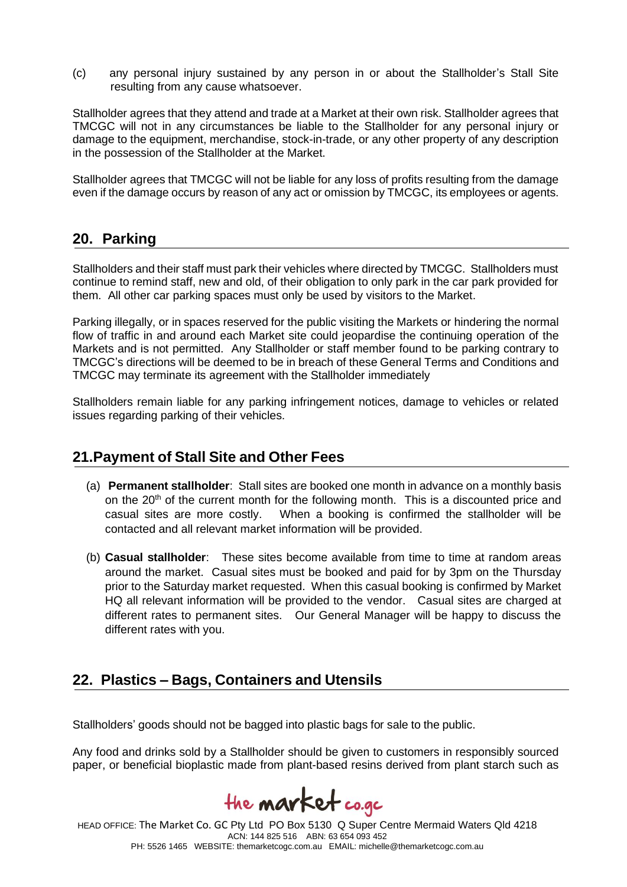(c) any personal injury sustained by any person in or about the Stallholder's Stall Site resulting from any cause whatsoever.

Stallholder agrees that they attend and trade at a Market at their own risk. Stallholder agrees that TMCGC will not in any circumstances be liable to the Stallholder for any personal injury or damage to the equipment, merchandise, stock-in-trade, or any other property of any description in the possession of the Stallholder at the Market.

Stallholder agrees that TMCGC will not be liable for any loss of profits resulting from the damage even if the damage occurs by reason of any act or omission by TMCGC, its employees or agents.

## 20. Parking

Stallholders and their staff must park their vehicles where directed by TMCGC. Stallholders must continue to remind staff, new and old, of their obligation to only park in the car park provided for them. All other car parking spaces must only be used by visitors to the Market.

Parking illegally, or in spaces reserved for the public visiting the Markets or hindering the normal flow of traffic in and around each Market site could jeopardise the continuing operation of the Markets and is not permitted. Any Stallholder or staff member found to be parking contrary to TMCGC's directions will be deemed to be in breach of these General Terms and Conditions and TMCGC may terminate its agreement with the Stallholder immediately

Stallholders remain liable for any parking infringement notices, damage to vehicles or related issues regarding parking of their vehicles.

## 21.Payment of Stall Site and Other Fees

(a) **Permanent stallholder**: Stall sites are booked one month in advance on a monthly basis on the 20th of the current month for the following month. This is a discounted price and casual sites are more costly. When a booking is confirmed the stallholder will be contacted and all relevant market information will be provided.

(b) **Casual stallholder**: These sites become available from time to time at random areas around the market. Casual sites must be booked and paid for by 3pm on the Thursday prior to the Saturday market requested. When this casual booking is confirmed by Market HQ all relevant information will be provided to the vendor. Casual sites are charged at different rates to permanent sites. Our General Manager will be happy to discuss the different rates with you.

## 22. Plastics – Bags, Containers and Utensils

Stallholders' goods should not be bagged into plastic bags for sale to the public.

Any food and drinks sold by a Stallholder should be given to customers in responsibly sourced paper, or beneficial bioplastic made from plant-based resins derived from plant starch such as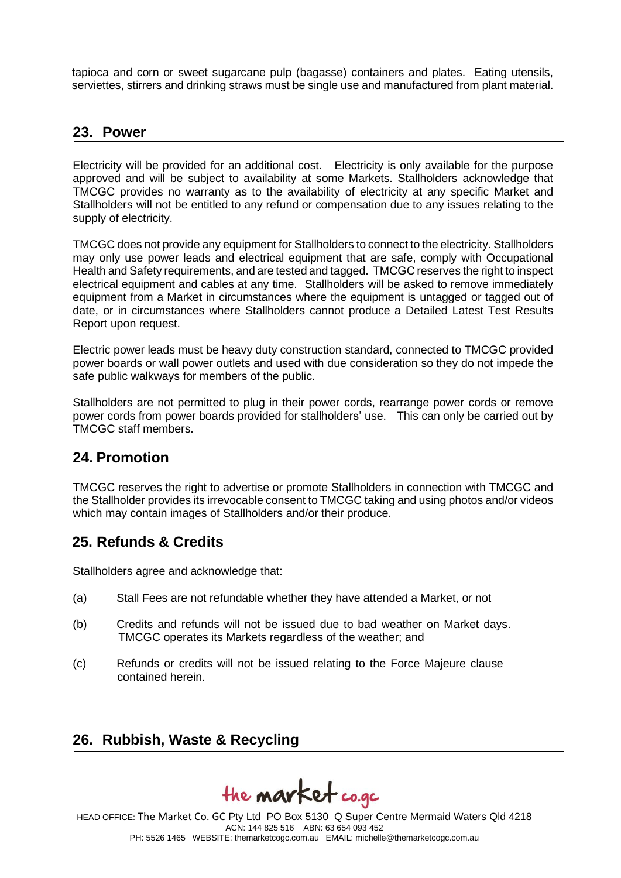tapioca and corn or sweet sugarcane pulp (bagasse) containers and plates. Eating utensils, serviettes, stirrers and drinking straws must be single use and manufactured from plant material.

## 23. Power

Electricity will be provided for an additional cost. Electricity is only available for the purpose approved and will be subject to availability at some Markets. Stallholders acknowledge that TMCGC provides no warranty as to the availability of electricity at any specific Market and Stallholders will not be entitled to any refund or compensation due to any issues relating to the supply of electricity.

TMCGC does not provide any equipment for Stallholders to connect to the electricity. Stallholders may only use power leads and electrical equipment that are safe, comply with Occupational Health and Safety requirements, and are tested and tagged. TMCGC reserves the right to inspect electrical equipment and cables at any time. Stallholders will be asked to remove immediately equipment from a Market in circumstances where the equipment is untagged or tagged out of date, or in circumstances where Stallholders cannot produce a Detailed Latest Test Results Report upon request.

Electric power leads must be heavy duty construction standard, connected to TMCGC provided power boards or wall power outlets and used with due consideration so they do not impede the safe public walkways for members of the public.

Stallholders are not permitted to plug in their power cords, rearrange power cords or remove power cords from power boards provided for stallholders' use. This can only be carried out by TMCGC staff members.

## 24. Promotion

TMCGC reserves the right to advertise or promote Stallholders in connection with TMCGC and the Stallholder provides its irrevocable consent to TMCGC taking and using photos and/or videos which may contain images of Stallholders and/or their produce.

## 25. Refunds & Credits

Stallholders agree and acknowledge that:

(a) Stall Fees are not refundable whether they have attended a Market, or not

(b) Credits and refunds will not be issued due to bad weather on Market days. TMCGC operates its Markets regardless of the weather; and

(c) Refunds or credits will not be issued relating to the Force Majeure clause contained herein.

## 26. Rubbish, Waste & Recycling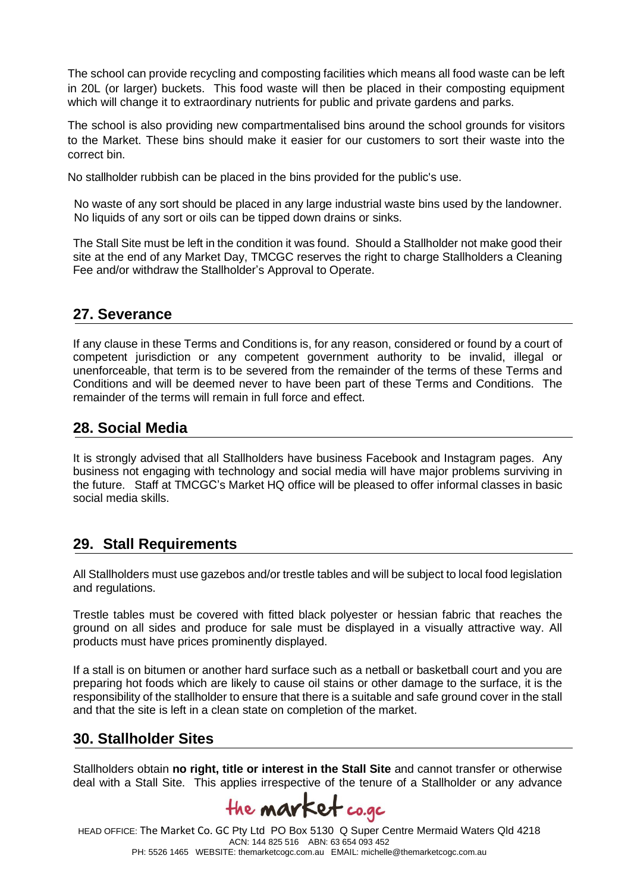The school can provide recycling and composting facilities which means all food waste can be left in 20L (or larger) buckets. This food waste will then be placed in their composting equipment which will change it to extraordinary nutrients for public and private gardens and parks.

The school is also providing new compartmentalised bins around the school grounds for visitors to the Market. These bins should make it easier for our customers to sort their waste into the correct bin.

No stallholder rubbish can be placed in the bins provided for the public's use.

No waste of any sort should be placed in any large industrial waste bins used by the landowner. No liquids of any sort or oils can be tipped down drains or sinks.

The Stall Site must be left in the condition it was found. Should a Stallholder not make good their site at the end of any Market Day, TMCGC reserves the right to charge Stallholders a Cleaning Fee and/or withdraw the Stallholder's Approval to Operate.

## 27. Severance

If any clause in these Terms and Conditions is, for any reason, considered or found by a court of competent jurisdiction or any competent government authority to be invalid, illegal or unenforceable, that term is to be severed from the remainder of the terms of these Terms and Conditions and will be deemed never to have been part of these Terms and Conditions. The remainder of the terms will remain in full force and effect.

## 28. Social Media

It is strongly advised that all Stallholders have business Facebook and Instagram pages. Any business not engaging with technology and social media will have major problems surviving in the future. Staff at TMCGC's Market HQ office will be pleased to offer informal classes in basic social media skills.

## 29. Stall Requirements

All Stallholders must use gazebos and/or trestle tables and will be subject to local food legislation and regulations.

Trestle tables must be covered with fitted black polyester or hessian fabric that reaches the ground on all sides and produce for sale must be displayed in a visually attractive way. All products must have prices prominently displayed.

If a stall is on bitumen or another hard surface such as a netball or basketball court and you are preparing hot foods which are likely to cause oil stains or other damage to the surface, it is the responsibility of the stallholder to ensure that there is a suitable and safe ground cover in the stall and that the site is left in a clean state on completion of the market.

## 30. Stallholder Sites

Stallholders obtain **no right, title or interest in the Stall Site** and cannot transfer or otherwise deal with a Stall Site. This applies irrespective of the tenure of a Stallholder or any advance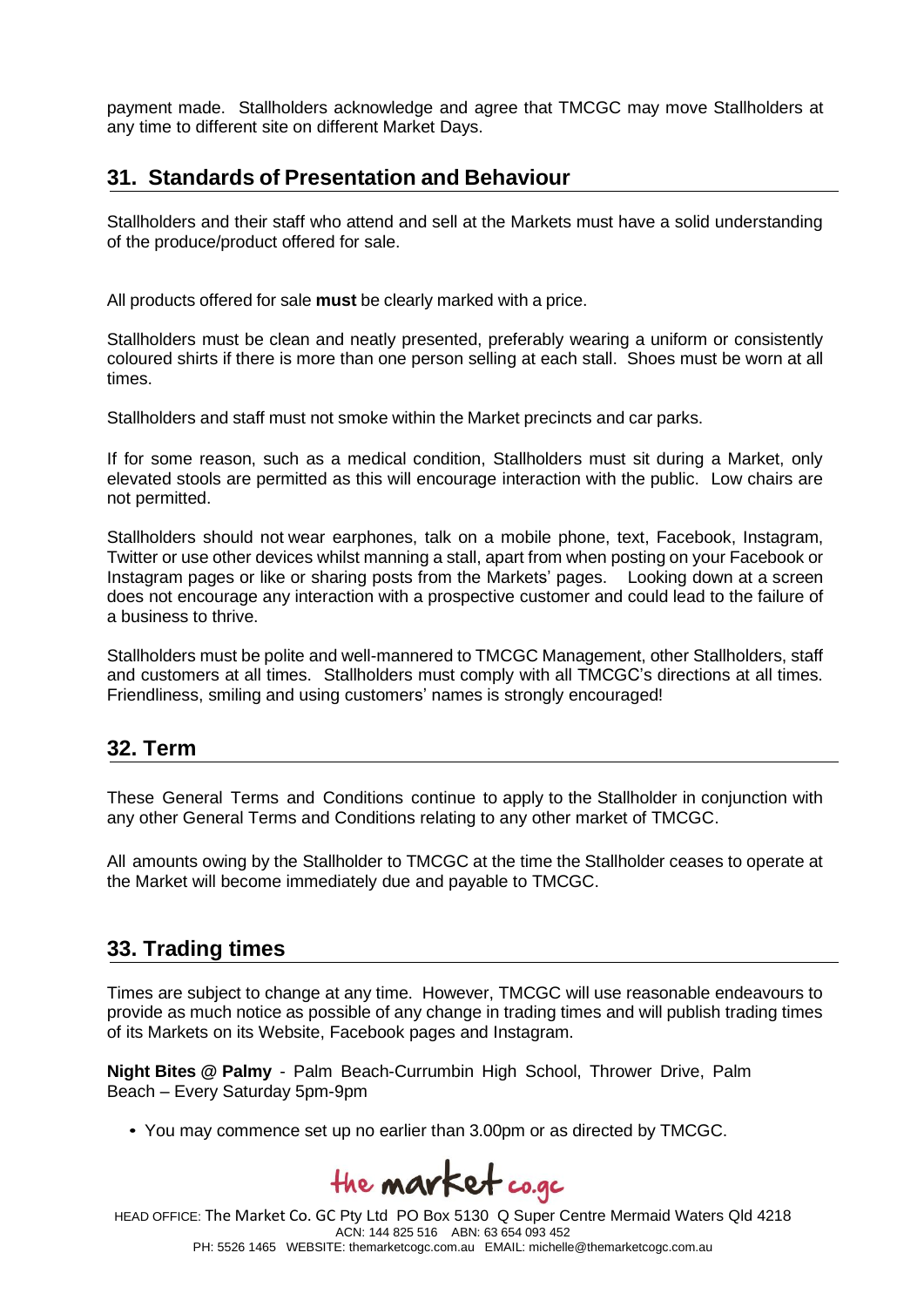payment made. Stallholders acknowledge and agree that TMCGC may move Stallholders at any time to different site on different Market Days.

## 31. Standards of Presentation and Behaviour

Stallholders and their staff who attend and sell at the Markets must have a solid understanding of the produce/product offered for sale.

All products offered for sale **must** be clearly marked with a price.

Stallholders must be clean and neatly presented, preferably wearing a uniform or consistently coloured shirts if there is more than one person selling at each stall. Shoes must be worn at all times.

Stallholders and staff must not smoke within the Market precincts and car parks.

If for some reason, such as a medical condition, Stallholders must sit during a Market, only elevated stools are permitted as this will encourage interaction with the public. Low chairs are not permitted.

Stallholders should not wear earphones, talk on a mobile phone, text, Facebook, Instagram, Twitter or use other devices whilst manning a stall, apart from when posting on your Facebook or Instagram pages or like or sharing posts from the Markets' pages. Looking down at a screen does not encourage any interaction with a prospective customer and could lead to the failure of a business to thrive.

Stallholders must be polite and well-mannered to TMCGC Management, other Stallholders, staff and customers at all times. Stallholders must comply with all TMCGC's directions at all times. Friendliness, smiling and using customers' names is strongly encouraged!

## 32. Term

These General Terms and Conditions continue to apply to the Stallholder in conjunction with any other General Terms and Conditions relating to any other market of TMCGC.

All amounts owing by the Stallholder to TMCGC at the time the Stallholder ceases to operate at the Market will become immediately due and payable to TMCGC.

## 33. Trading times

Times are subject to change at any time. However, TMCGC will use reasonable endeavours to provide as much notice as possible of any change in trading times and will publish trading times of its Markets on its Website, Facebook pages and Instagram.

**Night Bites @ Palmy** - Palm Beach-Currumbin High School, Thrower Drive, Palm Beach – Every Saturday 5pm-9pm

- You may commence set up no earlier than 3.00pm or as directed by TMCGC.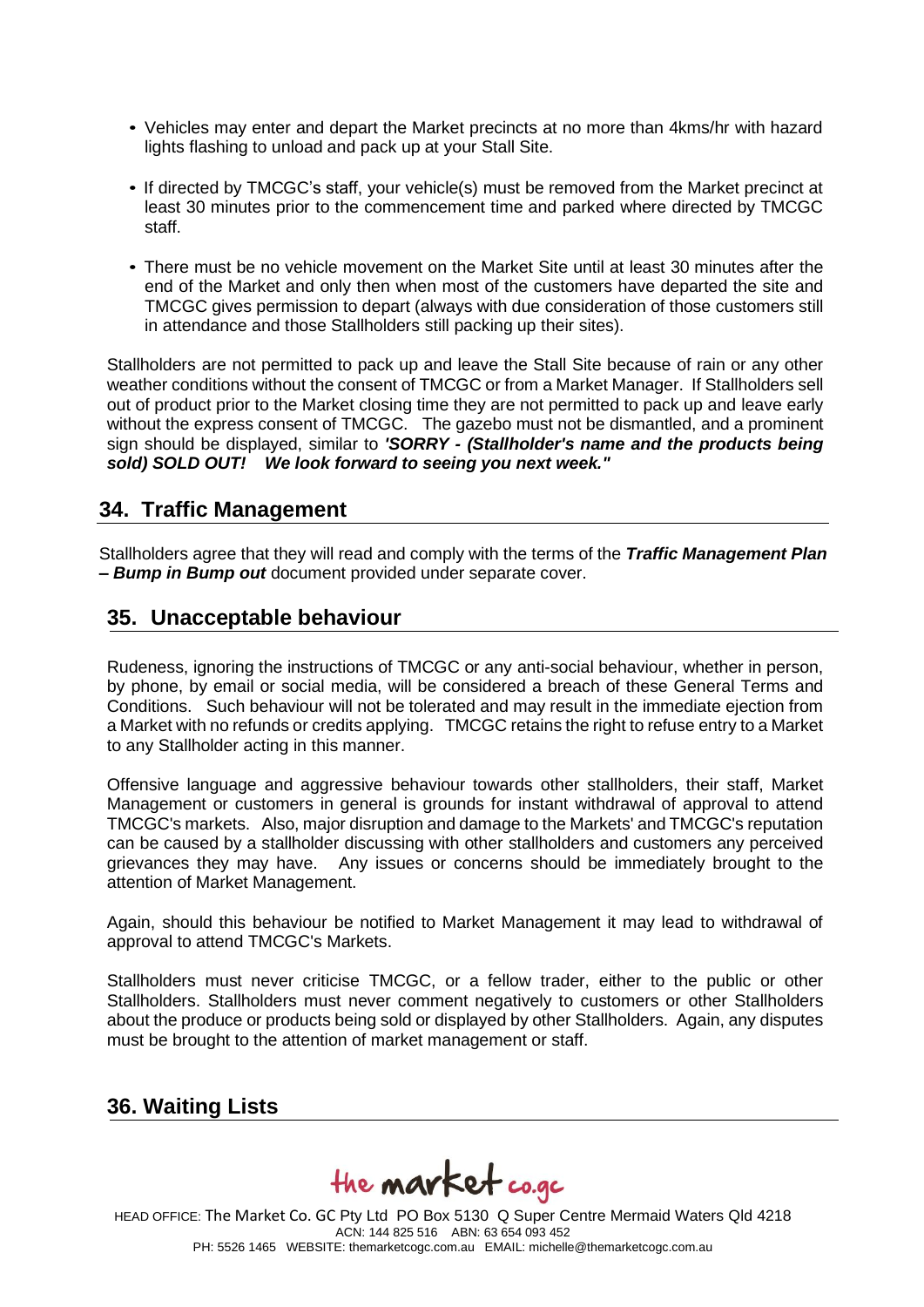- Vehicles may enter and depart the Market precincts at no more than 4kms/hr with hazard lights flashing to unload and pack up at your Stall Site.

- If directed by TMCGC's staff, your vehicle(s) must be removed from the Market precinct at least 30 minutes prior to the commencement time and parked where directed by TMCGC staff.

- There must be no vehicle movement on the Market Site until at least 30 minutes after the end of the Market and only then when most of the customers have departed the site and TMCGC gives permission to depart (always with due consideration of those customers still in attendance and those Stallholders still packing up their sites).

Stallholders are not permitted to pack up and leave the Stall Site because of rain or any other weather conditions without the consent of TMCGC or from a Market Manager. If Stallholders sell out of product prior to the Market closing time they are not permitted to pack up and leave early without the express consent of TMCGC. The gazebo must not be dismantled, and a prominent sign should be displayed, similar to ***'SORRY - (Stallholder's name and the products being sold) SOLD OUT! We look forward to seeing you next week."***

## 34. Traffic Management

Stallholders agree that they will read and comply with the terms of the ***Traffic Management Plan – Bump in Bump out*** document provided under separate cover.

## 35. Unacceptable behaviour

Rudeness, ignoring the instructions of TMCGC or any anti-social behaviour, whether in person, by phone, by email or social media, will be considered a breach of these General Terms and Conditions. Such behaviour will not be tolerated and may result in the immediate ejection from a Market with no refunds or credits applying. TMCGC retains the right to refuse entry to a Market to any Stallholder acting in this manner.

Offensive language and aggressive behaviour towards other stallholders, their staff, Market Management or customers in general is grounds for instant withdrawal of approval to attend TMCGC's markets. Also, major disruption and damage to the Markets' and TMCGC's reputation can be caused by a stallholder discussing with other stallholders and customers any perceived grievances they may have. Any issues or concerns should be immediately brought to the attention of Market Management.

Again, should this behaviour be notified to Market Management it may lead to withdrawal of approval to attend TMCGC's Markets.

Stallholders must never criticise TMCGC, or a fellow trader, either to the public or other Stallholders. Stallholders must never comment negatively to customers or other Stallholders about the produce or products being sold or displayed by other Stallholders. Again, any disputes must be brought to the attention of market management or staff.

## 36. Waiting Lists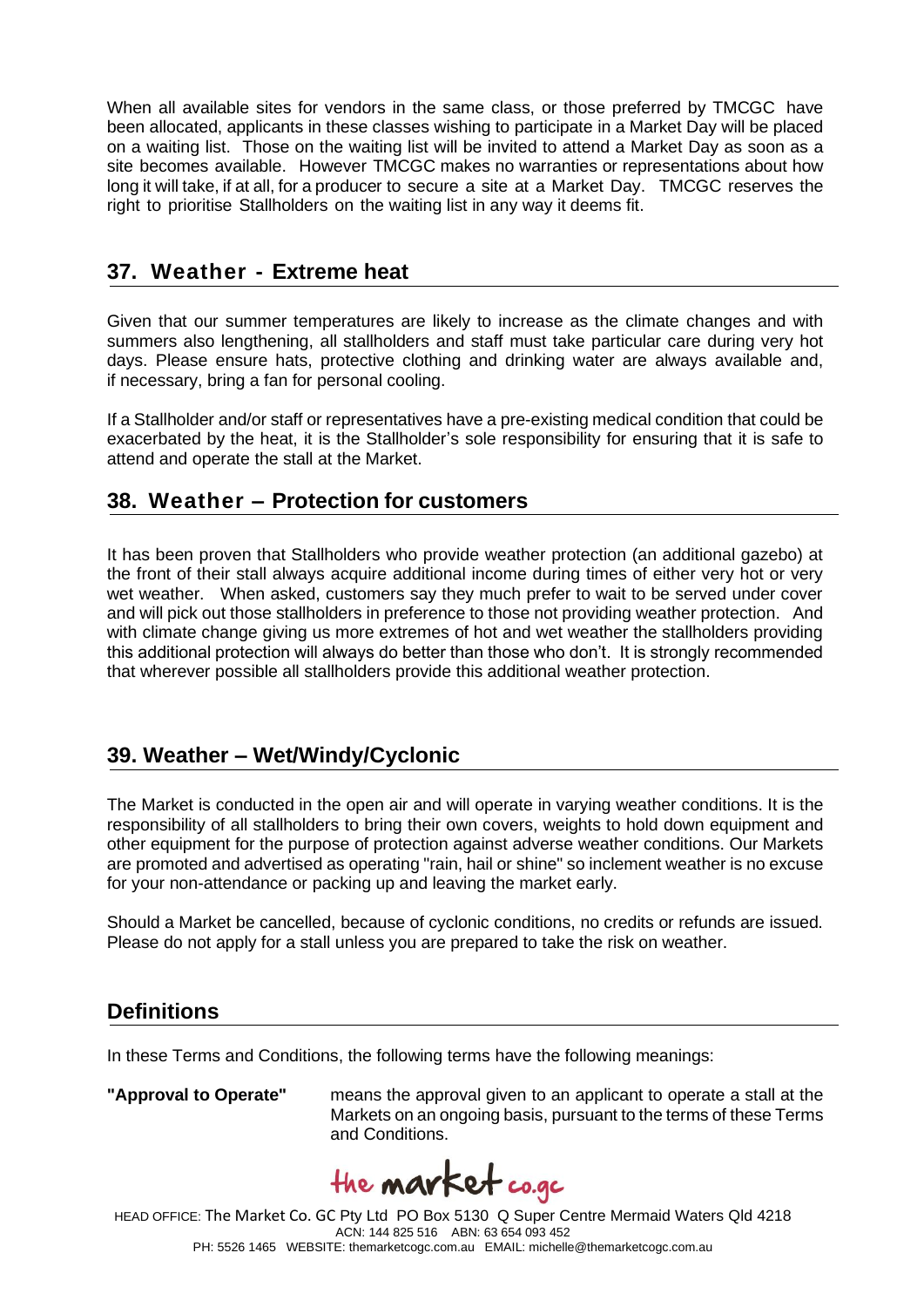When all available sites for vendors in the same class, or those preferred by TMCGC have been allocated, applicants in these classes wishing to participate in a Market Day will be placed on a waiting list. Those on the waiting list will be invited to attend a Market Day as soon as a site becomes available. However TMCGC makes no warranties or representations about how long it will take, if at all, for a producer to secure a site at a Market Day. TMCGC reserves the right to prioritise Stallholders on the waiting list in any way it deems fit.

## 37. Weather - Extreme heat

Given that our summer temperatures are likely to increase as the climate changes and with summers also lengthening, all stallholders and staff must take particular care during very hot days. Please ensure hats, protective clothing and drinking water are always available and, if necessary, bring a fan for personal cooling.

If a Stallholder and/or staff or representatives have a pre-existing medical condition that could be exacerbated by the heat, it is the Stallholder's sole responsibility for ensuring that it is safe to attend and operate the stall at the Market.

## 38. Weather – Protection for customers

It has been proven that Stallholders who provide weather protection (an additional gazebo) at the front of their stall always acquire additional income during times of either very hot or very wet weather. When asked, customers say they much prefer to wait to be served under cover and will pick out those stallholders in preference to those not providing weather protection. And with climate change giving us more extremes of hot and wet weather the stallholders providing this additional protection will always do better than those who don't. It is strongly recommended that wherever possible all stallholders provide this additional weather protection.

## 39. Weather – Wet/Windy/Cyclonic

The Market is conducted in the open air and will operate in varying weather conditions. It is the responsibility of all stallholders to bring their own covers, weights to hold down equipment and other equipment for the purpose of protection against adverse weather conditions. Our Markets are promoted and advertised as operating "rain, hail or shine" so inclement weather is no excuse for your non-attendance or packing up and leaving the market early.

Should a Market be cancelled, because of cyclonic conditions, no credits or refunds are issued. Please do not apply for a stall unless you are prepared to take the risk on weather.

## Definitions

In these Terms and Conditions, the following terms have the following meanings:

**"Approval to Operate"** means the approval given to an applicant to operate a stall at the Markets on an ongoing basis, pursuant to the terms of these Terms and Conditions.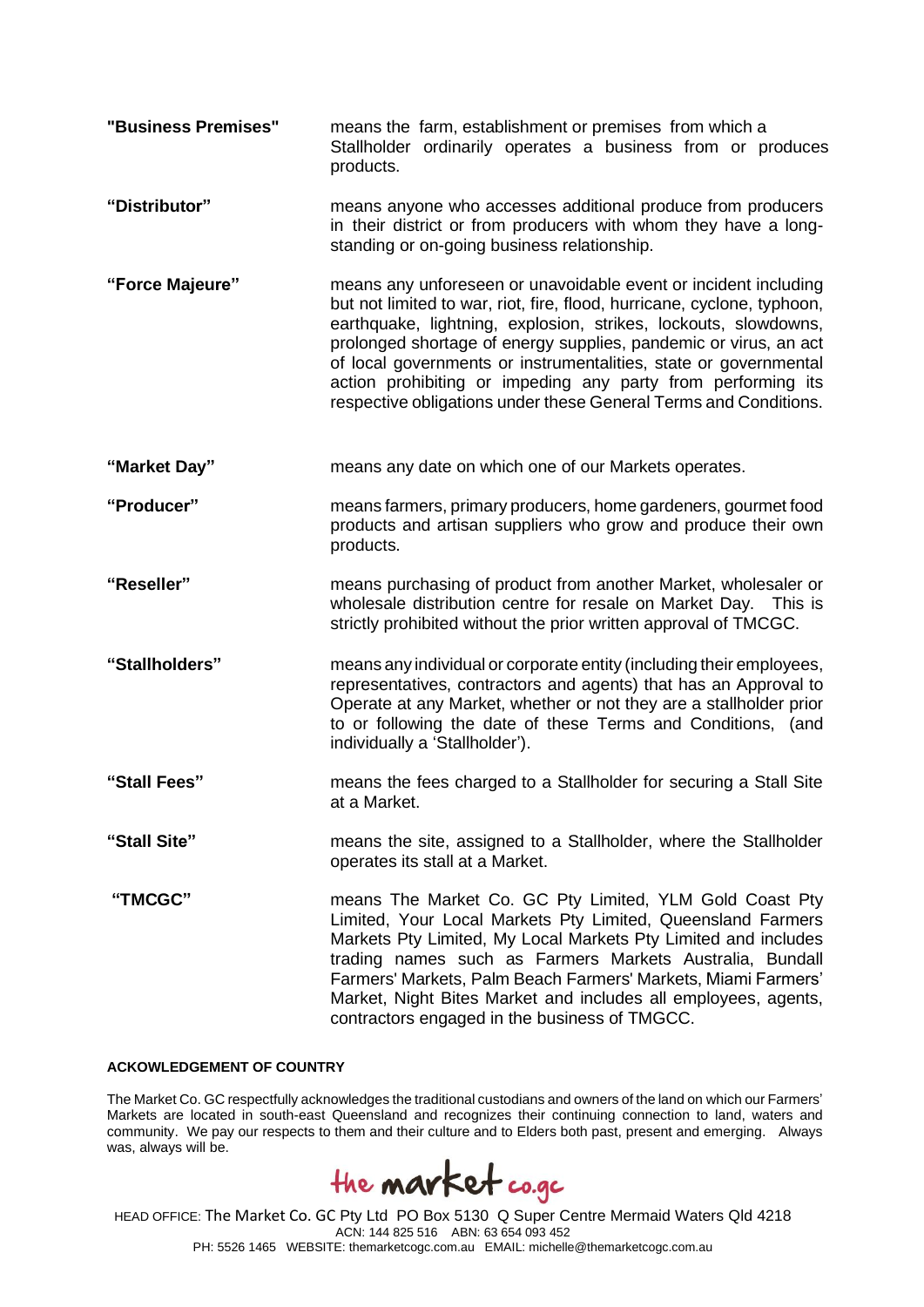| | |
|---|---|
| **"Business Premises"** | means the farm, establishment or premises from which a Stallholder ordinarily operates a business from or produces products. |
| **"Distributor"** | means anyone who accesses additional produce from producers in their district or from producers with whom they have a long-standing or on-going business relationship. |
| **"Force Majeure"** | means any unforeseen or unavoidable event or incident including but not limited to war, riot, fire, flood, hurricane, cyclone, typhoon, earthquake, lightning, explosion, strikes, lockouts, slowdowns, prolonged shortage of energy supplies, pandemic or virus, an act of local governments or instrumentalities, state or governmental action prohibiting or impeding any party from performing its respective obligations under these General Terms and Conditions. |
| **"Market Day"** | means any date on which one of our Markets operates. |
| **"Producer"** | means farmers, primary producers, home gardeners, gourmet food products and artisan suppliers who grow and produce their own products. |
| **"Reseller"** | means purchasing of product from another Market, wholesaler or wholesale distribution centre for resale on Market Day. This is strictly prohibited without the prior written approval of TMCGC. |
| **"Stallholders"** | means any individual or corporate entity (including their employees, representatives, contractors and agents) that has an Approval to Operate at any Market, whether or not they are a stallholder prior to or following the date of these Terms and Conditions, (and individually a 'Stallholder'). |
| **"Stall Fees"** | means the fees charged to a Stallholder for securing a Stall Site at a Market. |
| **"Stall Site"** | means the site, assigned to a Stallholder, where the Stallholder operates its stall at a Market. |
| **"TMCGC"** | means The Market Co. GC Pty Limited, YLM Gold Coast Pty Limited, Your Local Markets Pty Limited, Queensland Farmers Markets Pty Limited, My Local Markets Pty Limited and includes trading names such as Farmers Markets Australia, Bundall Farmers' Markets, Palm Beach Farmers' Markets, Miami Farmers' Market, Night Bites Market and includes all employees, agents, contractors engaged in the business of TMGCC. |

**ACKOWLEDGEMENT OF COUNTRY**

The Market Co. GC respectfully acknowledges the traditional custodians and owners of the land on which our Farmers' Markets are located in south-east Queensland and recognizes their continuing connection to land, waters and community. We pay our respects to them and their culture and to Elders both past, present and emerging. Always was, always will be.

the market co.gc

HEAD OFFICE: The Market Co. GC Pty Ltd PO Box 5130 Q Super Centre Mermaid Waters Qld 4218
ACN: 144 825 516 ABN: 63 654 093 452
PH: 5526 1465 WEBSITE: themarketcogc.com.au EMAIL: michelle@themarketcogc.com.au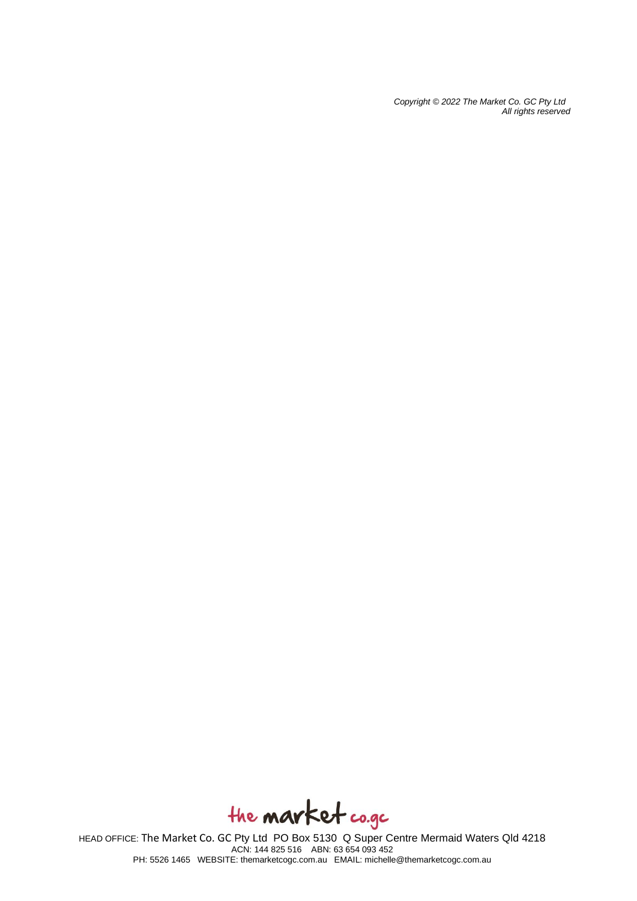*Copyright © 2022 The Market Co. GC Pty Ltd*
*All rights reserved*

the market co.gc

HEAD OFFICE: The Market Co. GC Pty Ltd PO Box 5130 Q Super Centre Mermaid Waters Qld 4218
ACN: 144 825 516 ABN: 63 654 093 452
PH: 5526 1465 WEBSITE: themarketcogc.com.au EMAIL: michelle@themarketcogc.com.au